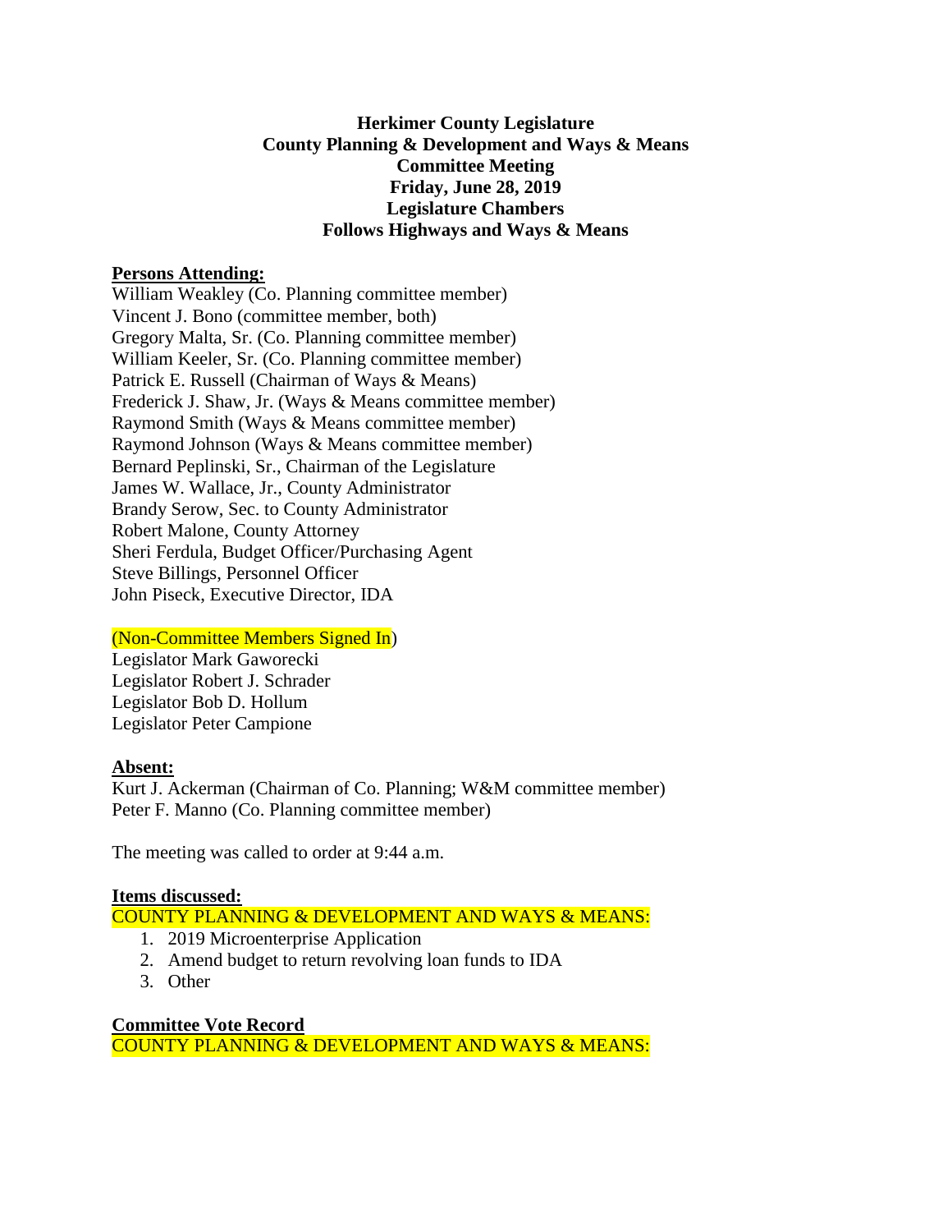**Herkimer County Legislature**
**County Planning & Development and Ways & Means**
**Committee Meeting**
**Friday, June 28, 2019**
**Legislature Chambers**
**Follows Highways and Ways & Means**

**Persons Attending:**

William Weakley (Co. Planning committee member)
Vincent J. Bono (committee member, both)
Gregory Malta, Sr. (Co. Planning committee member)
William Keeler, Sr. (Co. Planning committee member)
Patrick E. Russell (Chairman of Ways & Means)
Frederick J. Shaw, Jr. (Ways & Means committee member)
Raymond Smith (Ways & Means committee member)
Raymond Johnson (Ways & Means committee member)
Bernard Peplinski, Sr., Chairman of the Legislature
James W. Wallace, Jr., County Administrator
Brandy Serow, Sec. to County Administrator
Robert Malone, County Attorney
Sheri Ferdula, Budget Officer/Purchasing Agent
Steve Billings, Personnel Officer
John Piseck, Executive Director, IDA

(Non-Committee Members Signed In)
Legislator Mark Gaworecki
Legislator Robert J. Schrader
Legislator Bob D. Hollum
Legislator Peter Campione

**Absent:**

Kurt J. Ackerman (Chairman of Co. Planning; W&M committee member)
Peter F. Manno (Co. Planning committee member)

The meeting was called to order at 9:44 a.m.

**Items discussed:**

COUNTY PLANNING & DEVELOPMENT AND WAYS & MEANS:

1. 2019 Microenterprise Application
2. Amend budget to return revolving loan funds to IDA
3. Other

**Committee Vote Record**

COUNTY PLANNING & DEVELOPMENT AND WAYS & MEANS: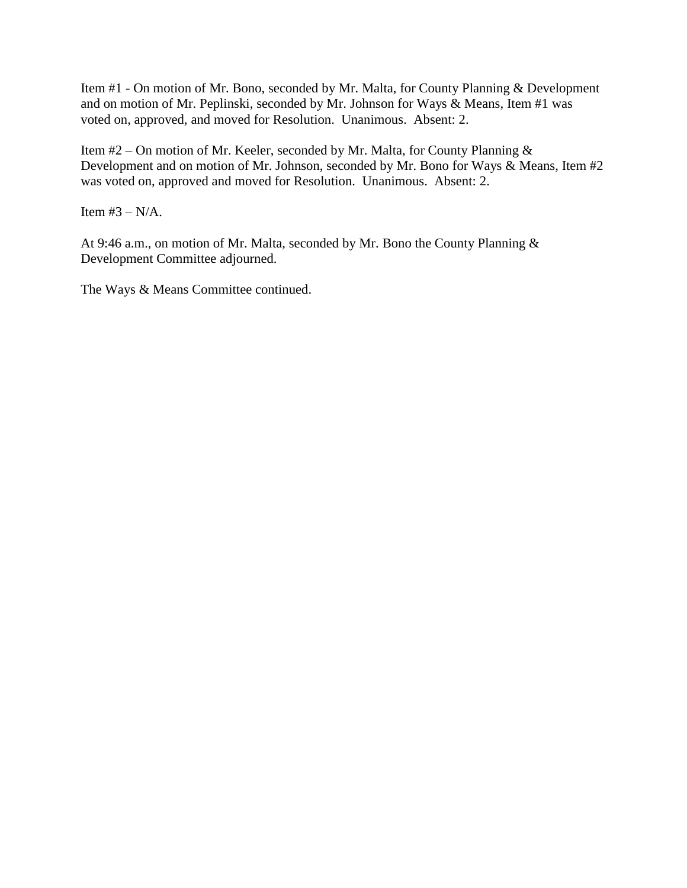Item #1 - On motion of Mr. Bono, seconded by Mr. Malta, for County Planning & Development and on motion of Mr. Peplinski, seconded by Mr. Johnson for Ways & Means, Item #1 was voted on, approved, and moved for Resolution. Unanimous. Absent: 2.

Item #2 – On motion of Mr. Keeler, seconded by Mr. Malta, for County Planning & Development and on motion of Mr. Johnson, seconded by Mr. Bono for Ways & Means, Item #2 was voted on, approved and moved for Resolution. Unanimous. Absent: 2.

Item #3 – N/A.

At 9:46 a.m., on motion of Mr. Malta, seconded by Mr. Bono the County Planning & Development Committee adjourned.

The Ways & Means Committee continued.